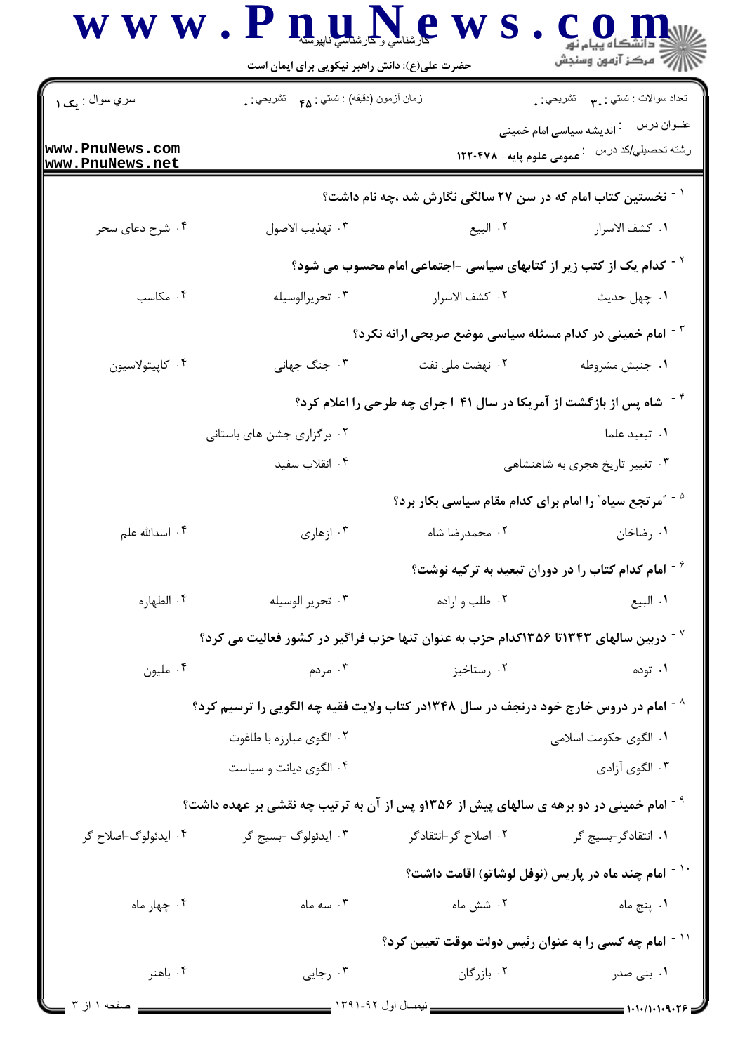حضرت علی(ع): دانش راهبر نیکویی برای ایمان است

| سري سوال : یک ۱ | زمان آزمون (دقیقه) : تستی : ۴۵ تشریحی : ۰ | تعداد سوالات : تستی : ۳۰ تشریحی : ۰ |
|---|---|---|
| | | عنـوان درس : اندیشه سیاسی امام خمینی |
| | | رشته تحصیلي/کد درس : عمومی علوم پایه- ۱۲۲۰۴۷۸ |

۱- نخستین کتاب امام که در سن ۲۷ سالگی نگارش شد ،چه نام داشت؟

۱. کشف الاسرار
۲. البیع
۳. تهذیب الاصول
۴. شرح دعای سحر

۲- کدام یک از کتب زیر از کتابهای سیاسی -اجتماعی امام محسوب می شود؟

۱. چهل حدیث
۲. کشف الاسرار
۳. تحریرالوسیله
۴. مکاسب

۳- امام خمینی در کدام مسئله سیاسی موضع صریحی ارائه نکرد؟

۱. جنبش مشروطه
۲. نهضت ملی نفت
۳. جنگ جهانی
۴. کاپیتولاسیون

۴- شاه پس از بازگشت از آمریکا در سال ۴۱ ا جرای چه طرحی را اعلام کرد؟

۱. تبعید علما
۲. برگزاری جشن های باستانی
۳. تغییر تاریخ هجری به شاهنشاهی
۴. انقلاب سفید

۵- "مرتجع سیاه" را امام برای کدام مقام سیاسی بکار برد؟

۱. رضاخان
۲. محمدرضا شاه
۳. ازهاری
۴. اسدالله علم

۶- امام کدام کتاب را در دوران تبعید به ترکیه نوشت؟

۱. البیع
۲. طلب و اراده
۳. تحریر الوسیله
۴. الطهاره

۷- دربین سالهای ۱۳۴۳تا ۱۳۵۶کدام حزب به عنوان تنها حزب فراگیر در کشور فعالیت می کرد؟

۱. توده
۲. رستاخیز
۳. مردم
۴. ملیون

۸- امام در دروس خارج خود درنجف در سال ۱۳۴۸در کتاب ولایت فقیه چه الگویی را ترسیم کرد؟

۱. الگوی حکومت اسلامی
۲. الگوی مبارزه با طاغوت
۳. الگوی آزادی
۴. الگوی دیانت و سیاست

۹- امام خمینی در دو برهه ی سالهای پیش از ۱۳۵۶و پس از آن به ترتیب چه نقشی بر عهده داشت؟

۱. انتقادگر-بسیج گر
۲. اصلاح گر-انتقادگر
۳. ایدئولوگ -بسیج گر
۴. ایدئولوگ-اصلاح گر

۱۰- امام چند ماه در پاریس (نوفل لوشاتو) اقامت داشت؟

۱. پنج ماه
۲. شش ماه
۳. سه ماه
۴. چهار ماه

۱۱- امام چه کسی را به عنوان رئیس دولت موقت تعیین کرد؟

۱. بنی صدر
۲. بازرگان
۳. رجایی
۴. باهنر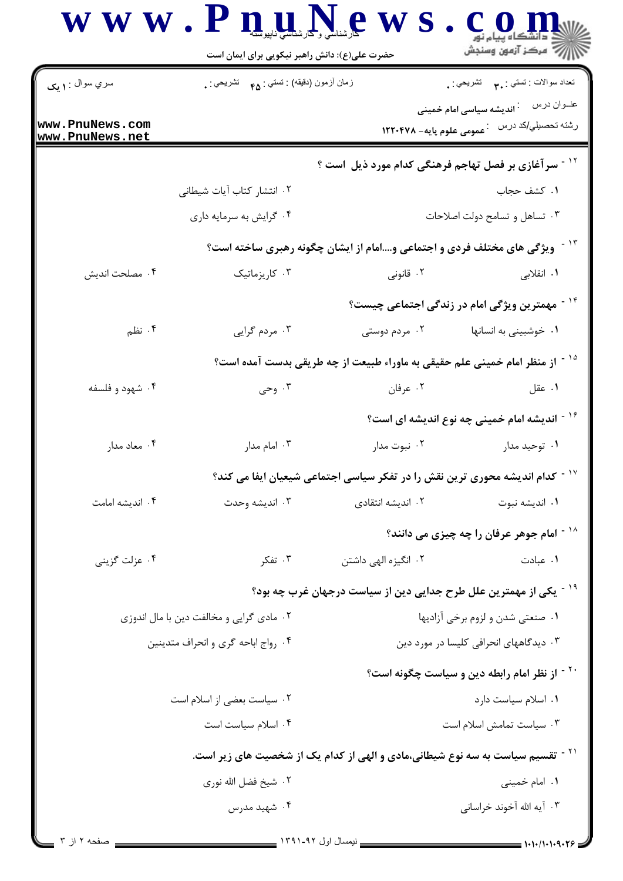۱۲ - سرآغازی بر فصل تهاجم فرهنگی کدام مورد ذیل است ؟

۱. کشف حجاب
۲. انتشار کتاب آیات شیطانی
۳. تساهل و تسامح دولت اصلاحات
۴. گرایش به سرمایه داری

۱۳ - ویژگی های مختلف فردی و اجتماعی و....امام از ایشان چگونه رهبری ساخته است؟

۱. انقلابی
۲. قانونی
۳. کاریزماتیک
۴. مصلحت اندیش

۱۴ - مهمترین ویژگی امام در زندگی اجتماعی چیست؟

۱. خوشبینی به انسانها
۲. مردم دوستی
۳. مردم گرایی
۴. نظم

۱۵ - از منظر امام خمینی علم حقیقی به ماوراء طبیعت از چه طریقی بدست آمده است؟

۱. عقل
۲. عرفان
۳. وحی
۴. شهود و فلسفه

۱۶ - اندیشه امام خمینی چه نوع اندیشه ای است؟

۱. توحید مدار
۲. نبوت مدار
۳. امام مدار
۴. معاد مدار

۱۷ - کدام اندیشه محوری ترین نقش را در تفکر سیاسی اجتماعی شیعیان ایفا می کند؟

۱. اندیشه نبوت
۲. اندیشه انتقادی
۳. اندیشه وحدت
۴. اندیشه امامت

۱۸ - امام جوهر عرفان را چه چیزی می دانند؟

۱. عبادت
۲. انگیزه الهی داشتن
۳. تفکر
۴. عزلت گزینی

۱۹ - یکی از مهمترین علل طرح جدایی دین از سیاست درجهان غرب چه بود؟

۱. صنعتی شدن و لزوم برخی آزادیها
۲. مادی گرایی و مخالفت دین با مال اندوزی
۳. دیدگاههای انحرافی کلیسا در مورد دین
۴. رواج اباحه گری و انحراف متدینین

۲۰ - از نظر امام رابطه دین و سیاست چگونه است؟

۱. اسلام سیاست دارد
۲. سیاست بعضی از اسلام است
۳. سیاست تمامش اسلام است
۴. اسلام سیاست است

۲۱ - تقسیم سیاست به سه نوع شیطانی،مادی و الهی از کدام یک از شخصیت های زیر است.

۱. امام خمینی
۲. شیخ فضل الله نوری
۳. آیه الله آخوند خراسانی
۴. شهید مدرس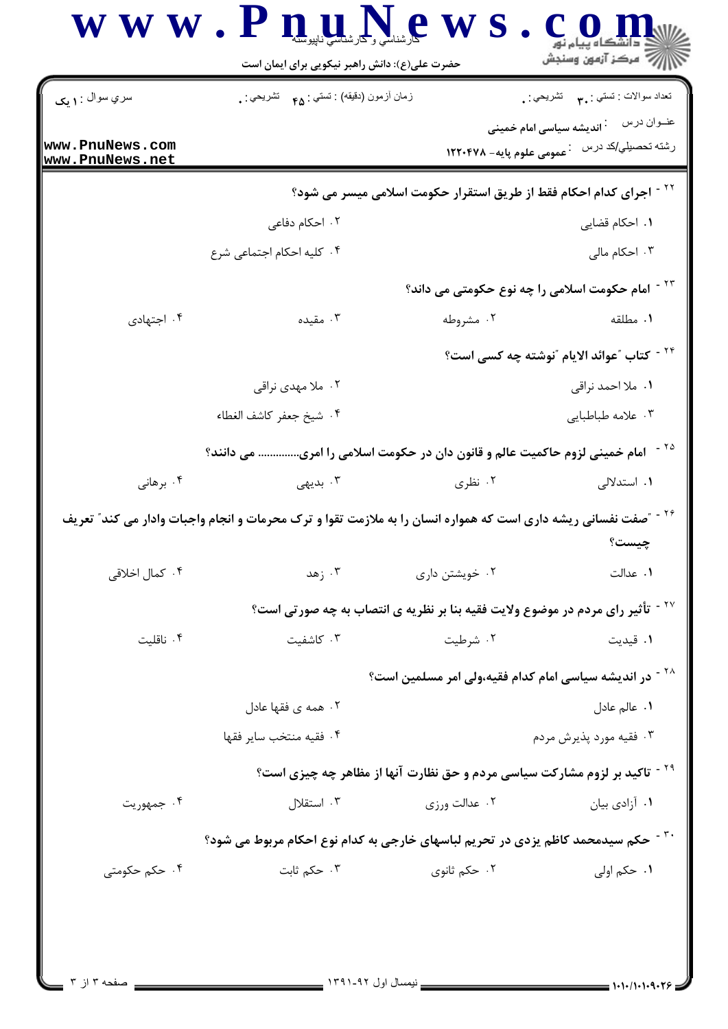سري سوال : ۱ یک

زمان آزمون (دقیقه) : تستي : ۴۵ تشريحي : ۰

تعداد سوالات : تستي : ۳۰ تشريحي : ۰

عنوان درس : اندیشه سیاسی امام خمینی

رشته تحصيلي/کد درس : عمومی علوم پایه- ۱۲۲۰۴۷۸

۲۲- اجرای کدام احکام فقط از طریق استقرار حکومت اسلامی میسر می شود؟

۱. احکام قضایی
۲. احکام دفاعی
۳. احکام مالی
۴. کلیه احکام اجتماعی شرع

۲۳- امام حکومت اسلامی را چه نوع حکومتی می داند؟

۱. مطلقه
۲. مشروطه
۳. مقیده
۴. اجتهادی

۲۴- کتاب "عوائد الایام "نوشته چه کسی است؟

۱. ملا احمد نراقی
۲. ملا مهدی نراقی
۳. علامه طباطبایی
۴. شیخ جعفر کاشف الغطاء

۲۵- امام خمینی لزوم حاکمیت عالم و قانون دان در حکومت اسلامی را امری............. می دانند؟

۱. استدلالی
۲. نظری
۳. بدیهی
۴. برهانی

۲۶- "صفت نفسانی ریشه داری است که همواره انسان را به ملازمت تقوا و ترک محرمات و انجام واجبات وادار می کند" تعریف چیست؟

۱. عدالت
۲. خویشتن داری
۳. زهد
۴. کمال اخلاقی

۲۷- تأثیر رای مردم در موضوع ولایت فقیه بنا بر نظریه ی انتصاب به چه صورتی است؟

۱. قیدیت
۲. شرطیت
۳. کاشفیت
۴. ناقلیت

۲۸- در اندیشه سیاسی امام کدام فقیه،ولی امر مسلمین است؟

۱. عالم عادل
۲. همه ی فقها عادل
۳. فقیه مورد پذیرش مردم
۴. فقیه منتخب سایر فقها

۲۹- تاکید بر لزوم مشارکت سیاسی مردم و حق نظارت آنها از مظاهر چه چیزی است؟

۱. آزادی بیان
۲. عدالت ورزی
۳. استقلال
۴. جمهوریت

۳۰- حکم سیدمحمد کاظم یزدی در تحریم لباسهای خارجی به کدام نوع احکام مربوط می شود؟

۱. حکم اولی
۲. حکم ثانوی
۳. حکم ثابت
۴. حکم حکومتی